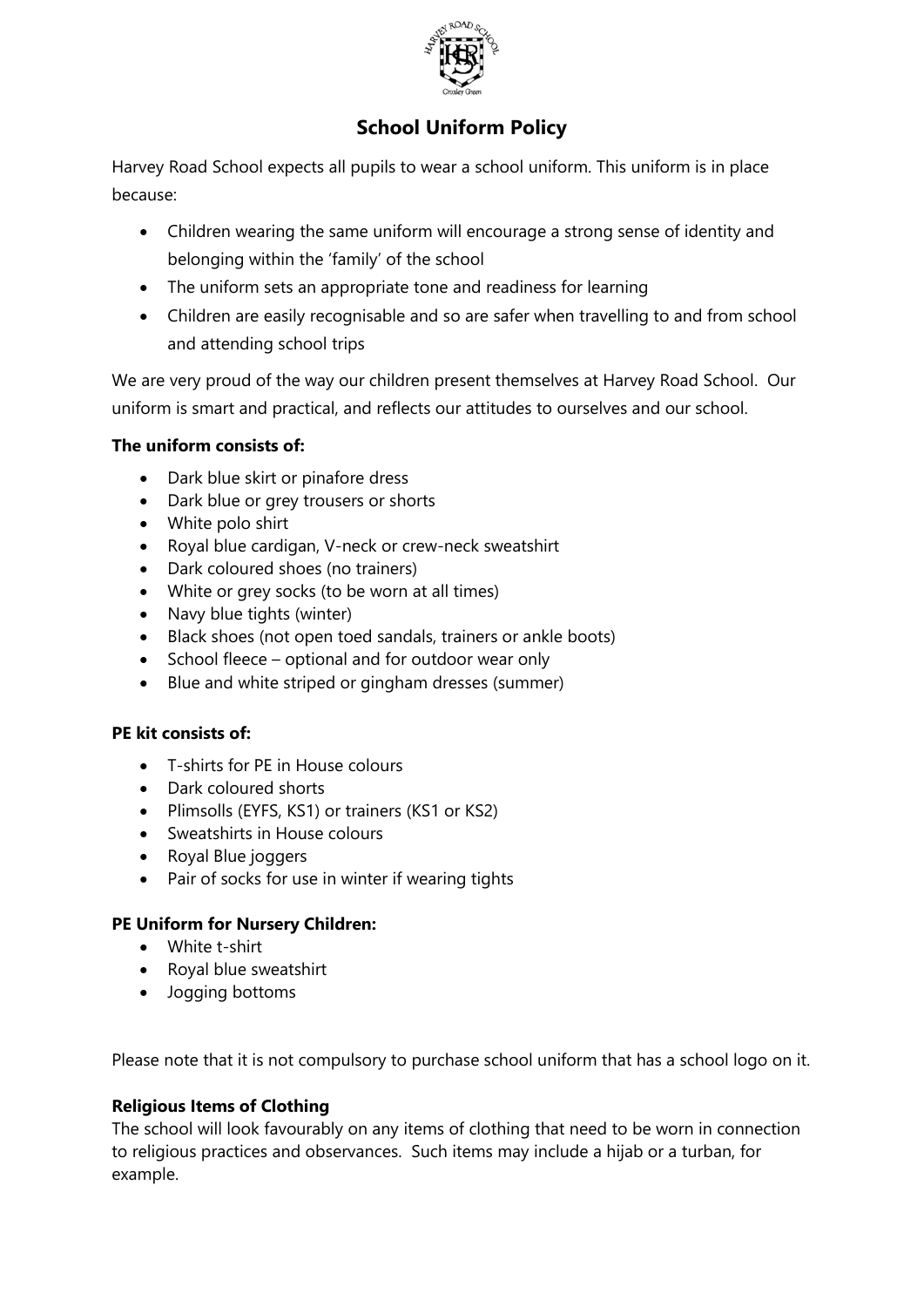# School Uniform Policy

Harvey Road School expects all pupils to wear a school uniform. This uniform is in place because:

- Children wearing the same uniform will encourage a strong sense of identity and belonging within the 'family' of the school
- The uniform sets an appropriate tone and readiness for learning
- Children are easily recognisable and so are safer when travelling to and from school and attending school trips

We are very proud of the way our children present themselves at Harvey Road School. Our uniform is smart and practical, and reflects our attitudes to ourselves and our school.

**The uniform consists of:**

- Dark blue skirt or pinafore dress
- Dark blue or grey trousers or shorts
- White polo shirt
- Royal blue cardigan, V-neck or crew-neck sweatshirt
- Dark coloured shoes (no trainers)
- White or grey socks (to be worn at all times)
- Navy blue tights (winter)
- Black shoes (not open toed sandals, trainers or ankle boots)
- School fleece – optional and for outdoor wear only
- Blue and white striped or gingham dresses (summer)

**PE kit consists of:**

- T-shirts for PE in House colours
- Dark coloured shorts
- Plimsolls (EYFS, KS1) or trainers (KS1 or KS2)
- Sweatshirts in House colours
- Royal Blue joggers
- Pair of socks for use in winter if wearing tights

**PE Uniform for Nursery Children:**

- White t-shirt
- Royal blue sweatshirt
- Jogging bottoms

Please note that it is not compulsory to purchase school uniform that has a school logo on it.

**Religious Items of Clothing**

The school will look favourably on any items of clothing that need to be worn in connection to religious practices and observances. Such items may include a hijab or a turban, for example.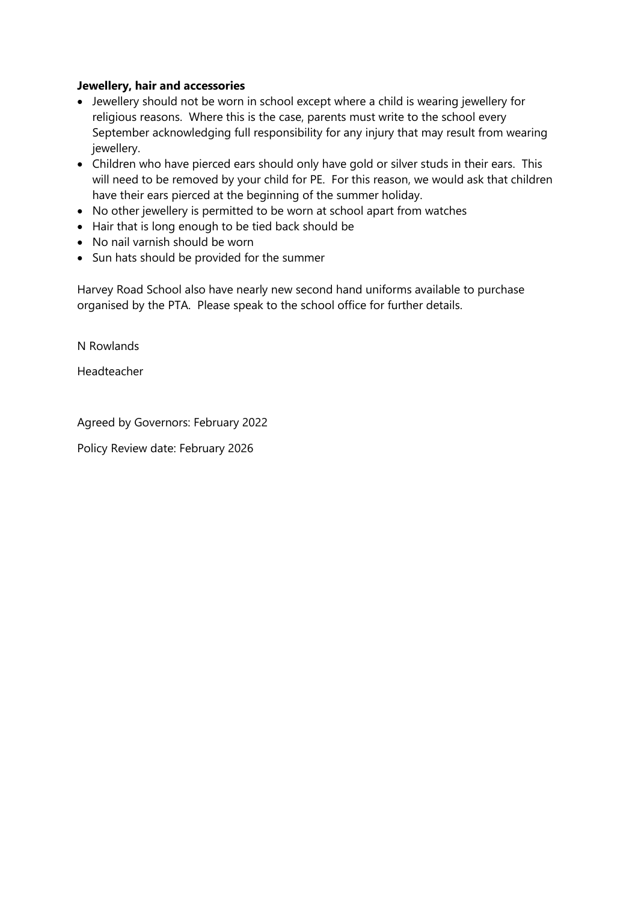**Jewellery, hair and accessories**

- Jewellery should not be worn in school except where a child is wearing jewellery for religious reasons. Where this is the case, parents must write to the school every September acknowledging full responsibility for any injury that may result from wearing jewellery.
- Children who have pierced ears should only have gold or silver studs in their ears. This will need to be removed by your child for PE. For this reason, we would ask that children have their ears pierced at the beginning of the summer holiday.
- No other jewellery is permitted to be worn at school apart from watches
- Hair that is long enough to be tied back should be
- No nail varnish should be worn
- Sun hats should be provided for the summer

Harvey Road School also have nearly new second hand uniforms available to purchase organised by the PTA. Please speak to the school office for further details.

N Rowlands

Headteacher

Agreed by Governors: February 2022

Policy Review date: February 2026